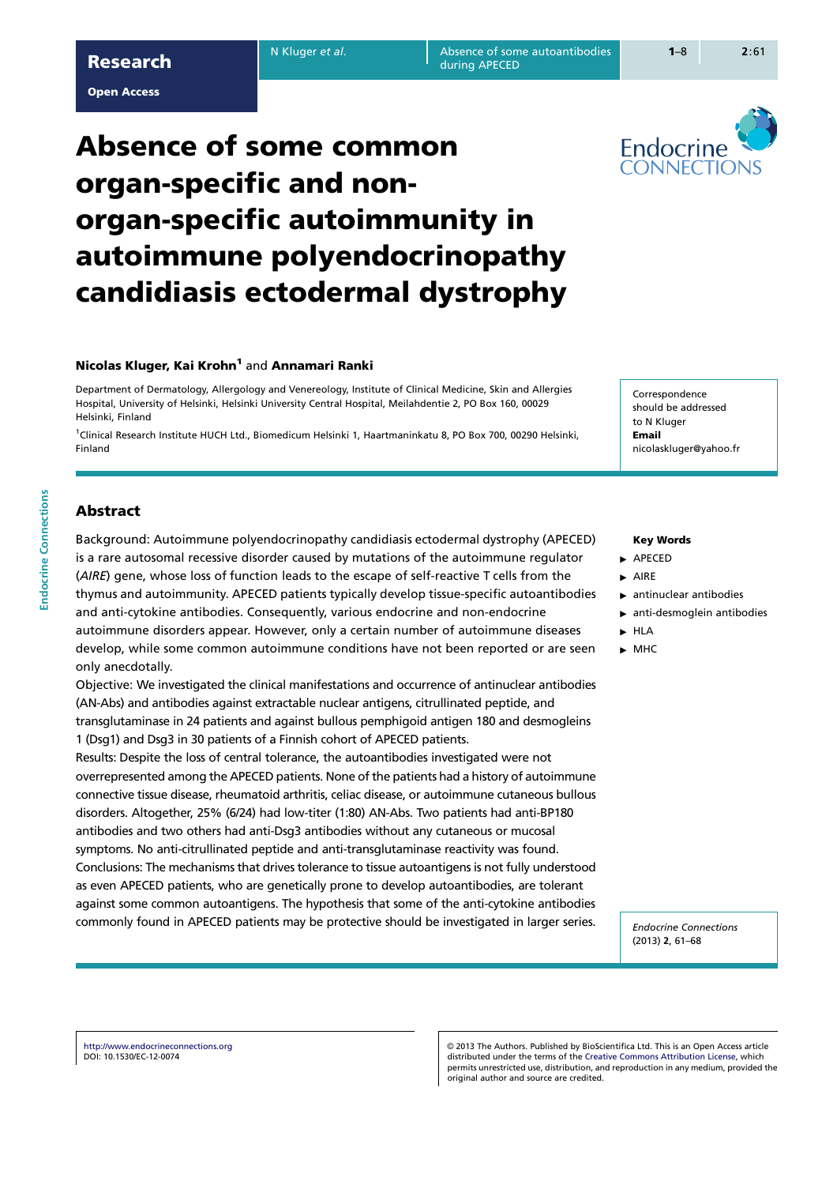# Absence of some common organ-specific and non-organ-specific autoimmunity in autoimmune polyendocrinopathy candidiasis ectodermal dystrophy

**Nicolas Kluger, Kai Krohn**[1] and **Annamari Ranki**

Department of Dermatology, Allergology and Venereology, Institute of Clinical Medicine, Skin and Allergies Hospital, University of Helsinki, Helsinki University Central Hospital, Meilahdentie 2, PO Box 160, 00029 Helsinki, Finland

[1]Clinical Research Institute HUCH Ltd., Biomedicum Helsinki 1, Haartmaninkatu 8, PO Box 700, 00290 Helsinki, Finland

Correspondence should be addressed to N Kluger
**Email**
nicolaskluger@yahoo.fr

## Abstract

Background: Autoimmune polyendocrinopathy candidiasis ectodermal dystrophy (APECED) is a rare autosomal recessive disorder caused by mutations of the autoimmune regulator (*AIRE*) gene, whose loss of function leads to the escape of self-reactive T cells from the thymus and autoimmunity. APECED patients typically develop tissue-specific autoantibodies and anti-cytokine antibodies. Consequently, various endocrine and non-endocrine autoimmune disorders appear. However, only a certain number of autoimmune diseases develop, while some common autoimmune conditions have not been reported or are seen only anecdotally.

Objective: We investigated the clinical manifestations and occurrence of antinuclear antibodies (AN-Abs) and antibodies against extractable nuclear antigens, citrullinated peptide, and transglutaminase in 24 patients and against bullous pemphigoid antigen 180 and desmogleins 1 (Dsg1) and Dsg3 in 30 patients of a Finnish cohort of APECED patients.

Results: Despite the loss of central tolerance, the autoantibodies investigated were not overrepresented among the APECED patients. None of the patients had a history of autoimmune connective tissue disease, rheumatoid arthritis, celiac disease, or autoimmune cutaneous bullous disorders. Altogether, 25% (6/24) had low-titer (1:80) AN-Abs. Two patients had anti-BP180 antibodies and two others had anti-Dsg3 antibodies without any cutaneous or mucosal symptoms. No anti-citrullinated peptide and anti-transglutaminase reactivity was found.

Conclusions: The mechanisms that drives tolerance to tissue autoantigens is not fully understood as even APECED patients, who are genetically prone to develop autoantibodies, are tolerant against some common autoantigens. The hypothesis that some of the anti-cytokine antibodies commonly found in APECED patients may be protective should be investigated in larger series.

**Key Words**

- APECED
- AIRE
- antinuclear antibodies
- anti-desmoglein antibodies
- HLA
- MHC

*Endocrine Connections*
(2013) **2**, 61–68

http://www.endocrineconnections.org
DOI: 10.1530/EC-12-0074

© 2013 The Authors. Published by BioScientifica Ltd. This is an Open Access article distributed under the terms of the Creative Commons Attribution License, which permits unrestricted use, distribution, and reproduction in any medium, provided the original author and source are credited.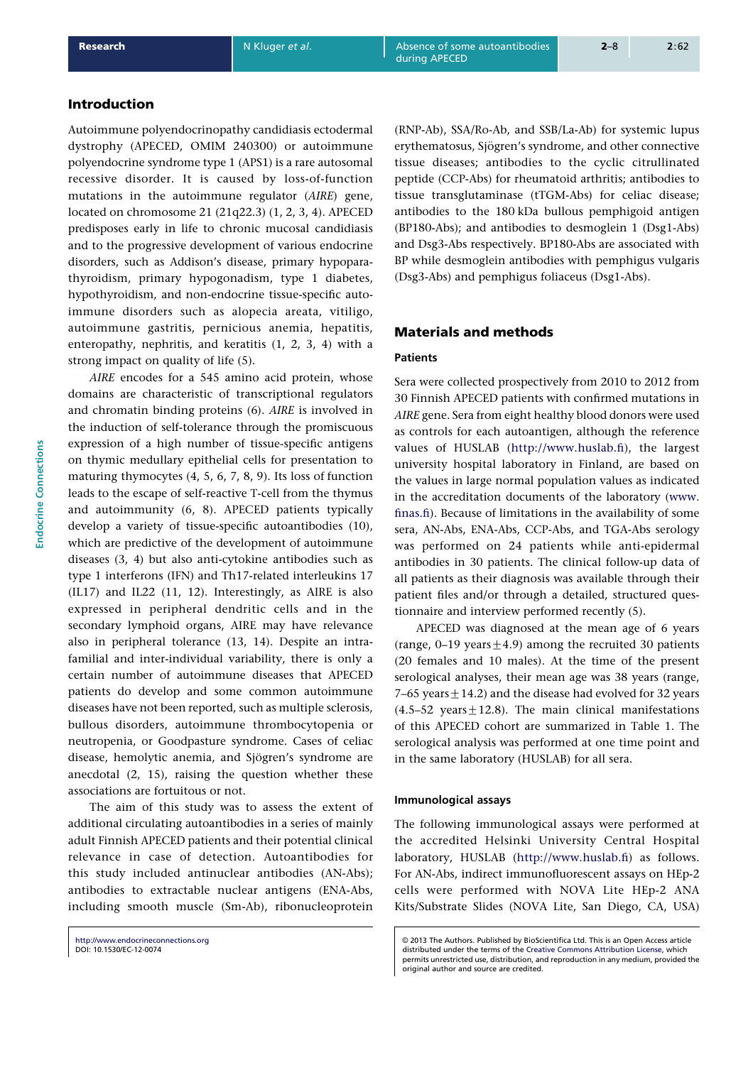## Introduction

Autoimmune polyendocrinopathy candidiasis ectodermal dystrophy (APECED, OMIM 240300) or autoimmune polyendocrine syndrome type 1 (APS1) is a rare autosomal recessive disorder. It is caused by loss-of-function mutations in the autoimmune regulator (*AIRE*) gene, located on chromosome 21 (21q22.3) (1, 2, 3, 4). APECED predisposes early in life to chronic mucosal candidiasis and to the progressive development of various endocrine disorders, such as Addison's disease, primary hypoparathyroidism, primary hypogonadism, type 1 diabetes, hypothyroidism, and non-endocrine tissue-specific autoimmune disorders such as alopecia areata, vitiligo, autoimmune gastritis, pernicious anemia, hepatitis, enteropathy, nephritis, and keratitis (1, 2, 3, 4) with a strong impact on quality of life (5).

*AIRE* encodes for a 545 amino acid protein, whose domains are characteristic of transcriptional regulators and chromatin binding proteins (6). *AIRE* is involved in the induction of self-tolerance through the promiscuous expression of a high number of tissue-specific antigens on thymic medullary epithelial cells for presentation to maturing thymocytes (4, 5, 6, 7, 8, 9). Its loss of function leads to the escape of self-reactive T-cell from the thymus and autoimmunity (6, 8). APECED patients typically develop a variety of tissue-specific autoantibodies (10), which are predictive of the development of autoimmune diseases (3, 4) but also anti-cytokine antibodies such as type 1 interferons (IFN) and Th17-related interleukins 17 (IL17) and IL22 (11, 12). Interestingly, as AIRE is also expressed in peripheral dendritic cells and in the secondary lymphoid organs, AIRE may have relevance also in peripheral tolerance (13, 14). Despite an intra-familial and inter-individual variability, there is only a certain number of autoimmune diseases that APECED patients do develop and some common autoimmune diseases have not been reported, such as multiple sclerosis, bullous disorders, autoimmune thrombocytopenia or neutropenia, or Goodpasture syndrome. Cases of celiac disease, hemolytic anemia, and Sjögren's syndrome are anecdotal (2, 15), raising the question whether these associations are fortuitous or not.

The aim of this study was to assess the extent of additional circulating autoantibodies in a series of mainly adult Finnish APECED patients and their potential clinical relevance in case of detection. Autoantibodies for this study included antinuclear antibodies (AN-Abs); antibodies to extractable nuclear antigens (ENA-Abs, including smooth muscle (Sm-Ab), ribonucleoprotein (RNP-Ab), SSA/Ro-Ab, and SSB/La-Ab) for systemic lupus erythematosus, Sjögren's syndrome, and other connective tissue diseases; antibodies to the cyclic citrullinated peptide (CCP-Abs) for rheumatoid arthritis; antibodies to tissue transglutaminase (tTGM-Abs) for celiac disease; antibodies to the 180 kDa bullous pemphigoid antigen (BP180-Abs); and antibodies to desmoglein 1 (Dsg1-Abs) and Dsg3-Abs respectively. BP180-Abs are associated with BP while desmoglein antibodies with pemphigus vulgaris (Dsg3-Abs) and pemphigus foliaceus (Dsg1-Abs).

## Materials and methods

### Patients

Sera were collected prospectively from 2010 to 2012 from 30 Finnish APECED patients with confirmed mutations in *AIRE* gene. Sera from eight healthy blood donors were used as controls for each autoantigen, although the reference values of HUSLAB (http://www.huslab.fi), the largest university hospital laboratory in Finland, are based on the values in large normal population values as indicated in the accreditation documents of the laboratory (www.finas.fi). Because of limitations in the availability of some sera, AN-Abs, ENA-Abs, CCP-Abs, and TGA-Abs serology was performed on 24 patients while anti-epidermal antibodies in 30 patients. The clinical follow-up data of all patients as their diagnosis was available through their patient files and/or through a detailed, structured questionnaire and interview performed recently (5).

APECED was diagnosed at the mean age of 6 years (range, 0–19 years $\pm$4.9) among the recruited 30 patients (20 females and 10 males). At the time of the present serological analyses, their mean age was 38 years (range, 7–65 years $\pm$14.2) and the disease had evolved for 32 years (4.5–52 years $\pm$12.8). The main clinical manifestations of this APECED cohort are summarized in Table 1. The serological analysis was performed at one time point and in the same laboratory (HUSLAB) for all sera.

### Immunological assays

The following immunological assays were performed at the accredited Helsinki University Central Hospital laboratory, HUSLAB (http://www.huslab.fi) as follows. For AN-Abs, indirect immunofluorescent assays on HEp-2 cells were performed with NOVA Lite HEp-2 ANA Kits/Substrate Slides (NOVA Lite, San Diego, CA, USA)

© 2013 The Authors. Published by BioScientifica Ltd. This is an Open Access article distributed under the terms of the Creative Commons Attribution License, which permits unrestricted use, distribution, and reproduction in any medium, provided the original author and source are credited.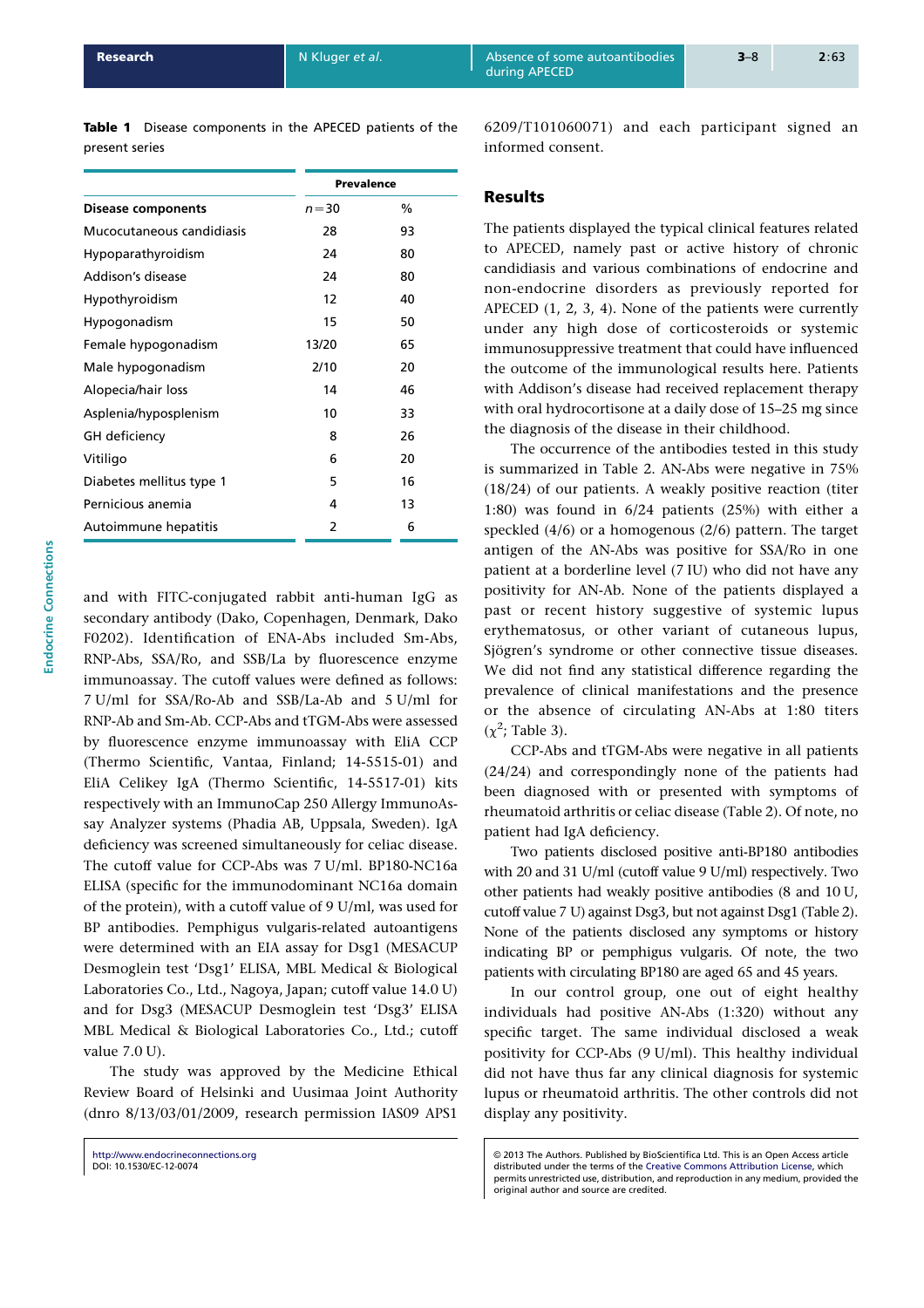**Table 1** Disease components in the APECED patients of the present series

| Disease components | Prevalence | |
|---|---|---|
| | $n=30$ | % |
| Mucocutaneous candidiasis | 28 | 93 |
| Hypoparathyroidism | 24 | 80 |
| Addison's disease | 24 | 80 |
| Hypothyroidism | 12 | 40 |
| Hypogonadism | 15 | 50 |
| Female hypogonadism | 13/20 | 65 |
| Male hypogonadism | 2/10 | 20 |
| Alopecia/hair loss | 14 | 46 |
| Asplenia/hyposplenism | 10 | 33 |
| GH deficiency | 8 | 26 |
| Vitiligo | 6 | 20 |
| Diabetes mellitus type 1 | 5 | 16 |
| Pernicious anemia | 4 | 13 |
| Autoimmune hepatitis | 2 | 6 |

and with FITC-conjugated rabbit anti-human IgG as secondary antibody (Dako, Copenhagen, Denmark, Dako F0202). Identification of ENA-Abs included Sm-Abs, RNP-Abs, SSA/Ro, and SSB/La by fluorescence enzyme immunoassay. The cutoff values were defined as follows: 7 U/ml for SSA/Ro-Ab and SSB/La-Ab and 5 U/ml for RNP-Ab and Sm-Ab. CCP-Abs and tTGM-Abs were assessed by fluorescence enzyme immunoassay with EliA CCP (Thermo Scientific, Vantaa, Finland; 14-5515-01) and EliA Celikey IgA (Thermo Scientific, 14-5517-01) kits respectively with an ImmunoCap 250 Allergy ImmunoAssay Analyzer systems (Phadia AB, Uppsala, Sweden). IgA deficiency was screened simultaneously for celiac disease. The cutoff value for CCP-Abs was 7 U/ml. BP180-NC16a ELISA (specific for the immunodominant NC16a domain of the protein), with a cutoff value of 9 U/ml, was used for BP antibodies. Pemphigus vulgaris-related autoantigens were determined with an EIA assay for Dsg1 (MESACUP Desmoglein test 'Dsg1' ELISA, MBL Medical & Biological Laboratories Co., Ltd., Nagoya, Japan; cutoff value 14.0 U) and for Dsg3 (MESACUP Desmoglein test 'Dsg3' ELISA MBL Medical & Biological Laboratories Co., Ltd.; cutoff value 7.0 U).

The study was approved by the Medicine Ethical Review Board of Helsinki and Uusimaa Joint Authority (dnro 8/13/03/01/2009, research permission IAS09 APS1 6209/T101060071) and each participant signed an informed consent.

## Results

The patients displayed the typical clinical features related to APECED, namely past or active history of chronic candidiasis and various combinations of endocrine and non-endocrine disorders as previously reported for APECED (1, 2, 3, 4). None of the patients were currently under any high dose of corticosteroids or systemic immunosuppressive treatment that could have influenced the outcome of the immunological results here. Patients with Addison's disease had received replacement therapy with oral hydrocortisone at a daily dose of 15–25 mg since the diagnosis of the disease in their childhood.

The occurrence of the antibodies tested in this study is summarized in Table 2. AN-Abs were negative in 75% (18/24) of our patients. A weakly positive reaction (titer 1:80) was found in 6/24 patients (25%) with either a speckled (4/6) or a homogenous (2/6) pattern. The target antigen of the AN-Abs was positive for SSA/Ro in one patient at a borderline level (7 IU) who did not have any positivity for AN-Ab. None of the patients displayed a past or recent history suggestive of systemic lupus erythematosus, or other variant of cutaneous lupus, Sjögren's syndrome or other connective tissue diseases. We did not find any statistical difference regarding the prevalence of clinical manifestations and the presence or the absence of circulating AN-Abs at 1:80 titers ($\chi^2$; Table 3).

CCP-Abs and tTGM-Abs were negative in all patients (24/24) and correspondingly none of the patients had been diagnosed with or presented with symptoms of rheumatoid arthritis or celiac disease (Table 2). Of note, no patient had IgA deficiency.

Two patients disclosed positive anti-BP180 antibodies with 20 and 31 U/ml (cutoff value 9 U/ml) respectively. Two other patients had weakly positive antibodies (8 and 10 U, cutoff value 7 U) against Dsg3, but not against Dsg1 (Table 2). None of the patients disclosed any symptoms or history indicating BP or pemphigus vulgaris. Of note, the two patients with circulating BP180 are aged 65 and 45 years.

In our control group, one out of eight healthy individuals had positive AN-Abs (1:320) without any specific target. The same individual disclosed a weak positivity for CCP-Abs (9 U/ml). This healthy individual did not have thus far any clinical diagnosis for systemic lupus or rheumatoid arthritis. The other controls did not display any positivity.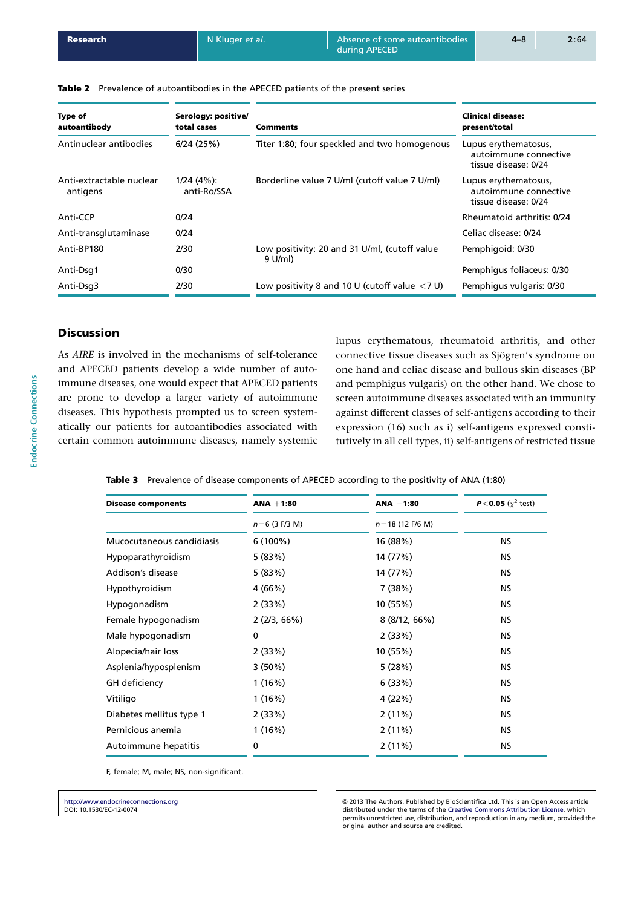**Table 2** Prevalence of autoantibodies in the APECED patients of the present series

| Type of autoantibody | Serology: positive/total cases | Comments | Clinical disease: present/total |
|---|---|---|---|
| Antinuclear antibodies | 6/24 (25%) | Titer 1:80; four speckled and two homogenous | Lupus erythematosus, autoimmune connective tissue disease: 0/24 |
| Anti-extractable nuclear antigens | 1/24 (4%): anti-Ro/SSA | Borderline value 7 U/ml (cutoff value 7 U/ml) | Lupus erythematosus, autoimmune connective tissue disease: 0/24 |
| Anti-CCP | 0/24 | | Rheumatoid arthritis: 0/24 |
| Anti-transglutaminase | 0/24 | | Celiac disease: 0/24 |
| Anti-BP180 | 2/30 | Low positivity: 20 and 31 U/ml, (cutoff value 9 U/ml) | Pemphigoid: 0/30 |
| Anti-Dsg1 | 0/30 | | Pemphigus foliaceus: 0/30 |
| Anti-Dsg3 | 2/30 | Low positivity 8 and 10 U (cutoff value <7 U) | Pemphigus vulgaris: 0/30 |

## Discussion

As *AIRE* is involved in the mechanisms of self-tolerance and APECED patients develop a wide number of autoimmune diseases, one would expect that APECED patients are prone to develop a larger variety of autoimmune diseases. This hypothesis prompted us to screen systematically our patients for autoantibodies associated with certain common autoimmune diseases, namely systemic lupus erythematous, rheumatoid arthritis, and other connective tissue diseases such as Sjögren's syndrome on one hand and celiac disease and bullous skin diseases (BP and pemphigus vulgaris) on the other hand. We chose to screen autoimmune diseases associated with an immunity against different classes of self-antigens according to their expression (16) such as i) self-antigens expressed constitutively in all cell types, ii) self-antigens of restricted tissue

**Table 3** Prevalence of disease components of APECED according to the positivity of ANA (1:80)

| Disease components | ANA +1:80 | ANA −1:80 | $P<0.05$ ($\chi^2$ test) |
|---|---|---|---|
| | $n$=6 (3 F/3 M) | $n$=18 (12 F/6 M) | |
| Mucocutaneous candidiasis | 6 (100%) | 16 (88%) | NS |
| Hypoparathyroidism | 5 (83%) | 14 (77%) | NS |
| Addison's disease | 5 (83%) | 14 (77%) | NS |
| Hypothyroidism | 4 (66%) | 7 (38%) | NS |
| Hypogonadism | 2 (33%) | 10 (55%) | NS |
| Female hypogonadism | 2 (2/3, 66%) | 8 (8/12, 66%) | NS |
| Male hypogonadism | 0 | 2 (33%) | NS |
| Alopecia/hair loss | 2 (33%) | 10 (55%) | NS |
| Asplenia/hyposplenism | 3 (50%) | 5 (28%) | NS |
| GH deficiency | 1 (16%) | 6 (33%) | NS |
| Vitiligo | 1 (16%) | 4 (22%) | NS |
| Diabetes mellitus type 1 | 2 (33%) | 2 (11%) | NS |
| Pernicious anemia | 1 (16%) | 2 (11%) | NS |
| Autoimmune hepatitis | 0 | 2 (11%) | NS |

F, female; M, male; NS, non-significant.

http://www.endocrineconnections.org
DOI: 10.1530/EC-12-0074

© 2013 The Authors. Published by BioScientifica Ltd. This is an Open Access article distributed under the terms of the Creative Commons Attribution License, which permits unrestricted use, distribution, and reproduction in any medium, provided the original author and source are credited.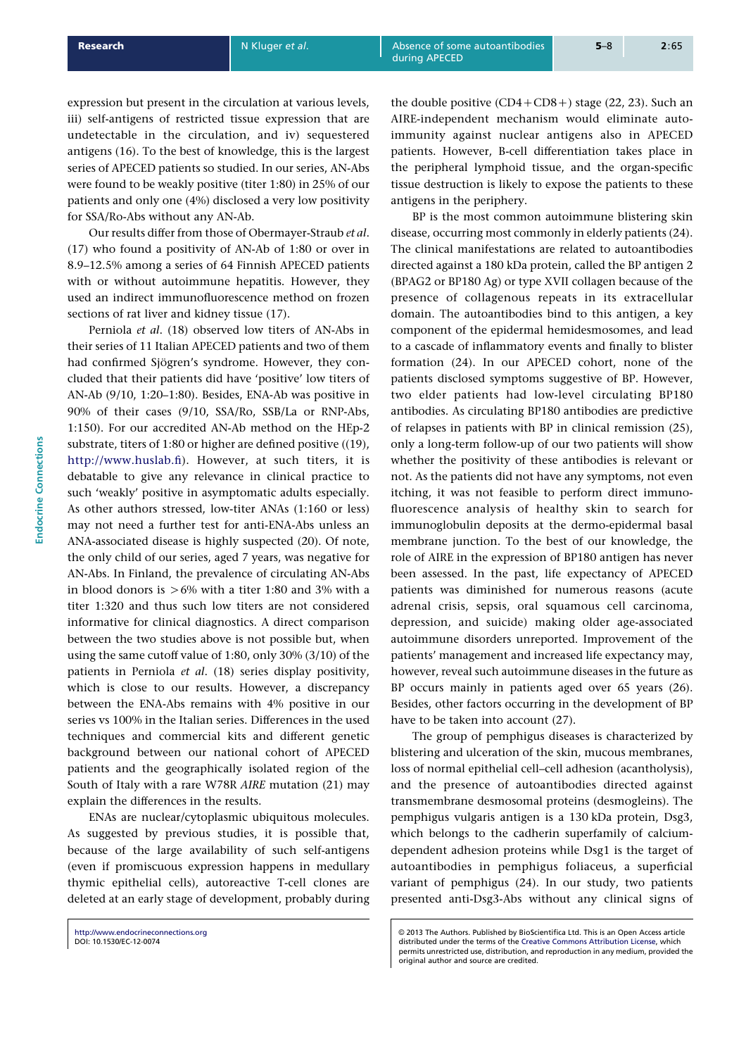expression but present in the circulation at various levels, iii) self-antigens of restricted tissue expression that are undetectable in the circulation, and iv) sequestered antigens (16). To the best of knowledge, this is the largest series of APECED patients so studied. In our series, AN-Abs were found to be weakly positive (titer 1:80) in 25% of our patients and only one (4%) disclosed a very low positivity for SSA/Ro-Abs without any AN-Ab.

Our results differ from those of Obermayer-Straub *et al*. (17) who found a positivity of AN-Ab of 1:80 or over in 8.9–12.5% among a series of 64 Finnish APECED patients with or without autoimmune hepatitis. However, they used an indirect immunofluorescence method on frozen sections of rat liver and kidney tissue (17).

Perniola *et al*. (18) observed low titers of AN-Abs in their series of 11 Italian APECED patients and two of them had confirmed Sjögren's syndrome. However, they concluded that their patients did have 'positive' low titers of AN-Ab (9/10, 1:20–1:80). Besides, ENA-Ab was positive in 90% of their cases (9/10, SSA/Ro, SSB/La or RNP-Abs, 1:150). For our accredited AN-Ab method on the HEp-2 substrate, titers of 1:80 or higher are defined positive ((19), http://www.huslab.fi). However, at such titers, it is debatable to give any relevance in clinical practice to such 'weakly' positive in asymptomatic adults especially. As other authors stressed, low-titer ANAs (1:160 or less) may not need a further test for anti-ENA-Abs unless an ANA-associated disease is highly suspected (20). Of note, the only child of our series, aged 7 years, was negative for AN-Abs. In Finland, the prevalence of circulating AN-Abs in blood donors is >6% with a titer 1:80 and 3% with a titer 1:320 and thus such low titers are not considered informative for clinical diagnostics. A direct comparison between the two studies above is not possible but, when using the same cutoff value of 1:80, only 30% (3/10) of the patients in Perniola *et al*. (18) series display positivity, which is close to our results. However, a discrepancy between the ENA-Abs remains with 4% positive in our series vs 100% in the Italian series. Differences in the used techniques and commercial kits and different genetic background between our national cohort of APECED patients and the geographically isolated region of the South of Italy with a rare W78R *AIRE* mutation (21) may explain the differences in the results.

ENAs are nuclear/cytoplasmic ubiquitous molecules. As suggested by previous studies, it is possible that, because of the large availability of such self-antigens (even if promiscuous expression happens in medullary thymic epithelial cells), autoreactive T-cell clones are deleted at an early stage of development, probably during the double positive (CD4+CD8+) stage (22, 23). Such an AIRE-independent mechanism would eliminate autoimmunity against nuclear antigens also in APECED patients. However, B-cell differentiation takes place in the peripheral lymphoid tissue, and the organ-specific tissue destruction is likely to expose the patients to these antigens in the periphery.

BP is the most common autoimmune blistering skin disease, occurring most commonly in elderly patients (24). The clinical manifestations are related to autoantibodies directed against a 180 kDa protein, called the BP antigen 2 (BPAG2 or BP180 Ag) or type XVII collagen because of the presence of collagenous repeats in its extracellular domain. The autoantibodies bind to this antigen, a key component of the epidermal hemidesmosomes, and lead to a cascade of inflammatory events and finally to blister formation (24). In our APECED cohort, none of the patients disclosed symptoms suggestive of BP. However, two elder patients had low-level circulating BP180 antibodies. As circulating BP180 antibodies are predictive of relapses in patients with BP in clinical remission (25), only a long-term follow-up of our two patients will show whether the positivity of these antibodies is relevant or not. As the patients did not have any symptoms, not even itching, it was not feasible to perform direct immunofluorescence analysis of healthy skin to search for immunoglobulin deposits at the dermo-epidermal basal membrane junction. To the best of our knowledge, the role of AIRE in the expression of BP180 antigen has never been assessed. In the past, life expectancy of APECED patients was diminished for numerous reasons (acute adrenal crisis, sepsis, oral squamous cell carcinoma, depression, and suicide) making older age-associated autoimmune disorders unreported. Improvement of the patients' management and increased life expectancy may, however, reveal such autoimmune diseases in the future as BP occurs mainly in patients aged over 65 years (26). Besides, other factors occurring in the development of BP have to be taken into account (27).

The group of pemphigus diseases is characterized by blistering and ulceration of the skin, mucous membranes, loss of normal epithelial cell–cell adhesion (acantholysis), and the presence of autoantibodies directed against transmembrane desmosomal proteins (desmogleins). The pemphigus vulgaris antigen is a 130 kDa protein, Dsg3, which belongs to the cadherin superfamily of calcium-dependent adhesion proteins while Dsg1 is the target of autoantibodies in pemphigus foliaceus, a superficial variant of pemphigus (24). In our study, two patients presented anti-Dsg3-Abs without any clinical signs of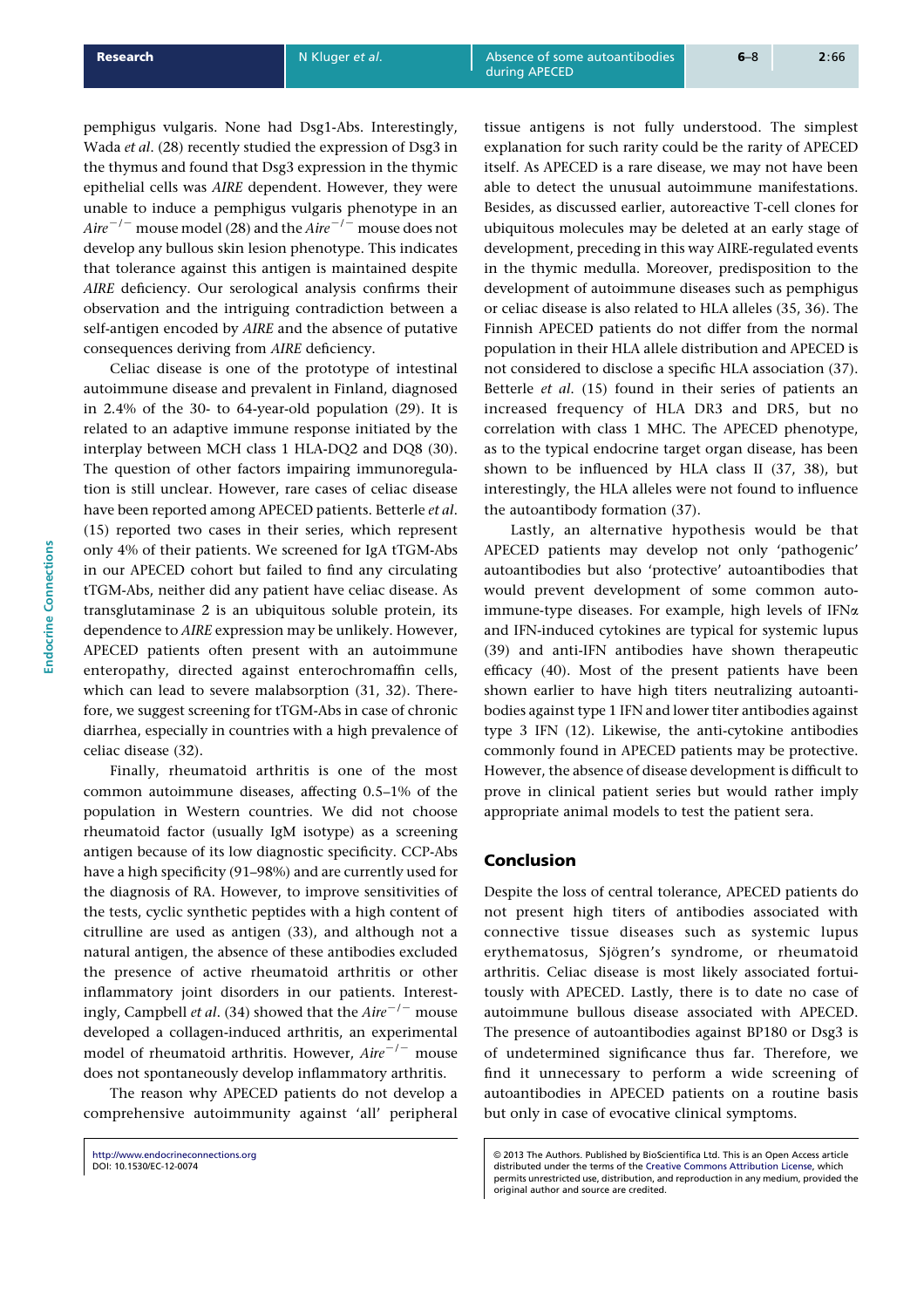pemphigus vulgaris. None had Dsg1-Abs. Interestingly, Wada *et al*. (28) recently studied the expression of Dsg3 in the thymus and found that Dsg3 expression in the thymic epithelial cells was *AIRE* dependent. However, they were unable to induce a pemphigus vulgaris phenotype in an $Aire^{-/-}$ mouse model (28) and the $Aire^{-/-}$ mouse does not develop any bullous skin lesion phenotype. This indicates that tolerance against this antigen is maintained despite *AIRE* deficiency. Our serological analysis confirms their observation and the intriguing contradiction between a self-antigen encoded by *AIRE* and the absence of putative consequences deriving from *AIRE* deficiency.

Celiac disease is one of the prototype of intestinal autoimmune disease and prevalent in Finland, diagnosed in 2.4% of the 30- to 64-year-old population (29). It is related to an adaptive immune response initiated by the interplay between MCH class 1 HLA-DQ2 and DQ8 (30). The question of other factors impairing immunoregulation is still unclear. However, rare cases of celiac disease have been reported among APECED patients. Betterle *et al*. (15) reported two cases in their series, which represent only 4% of their patients. We screened for IgA tTGM-Abs in our APECED cohort but failed to find any circulating tTGM-Abs, neither did any patient have celiac disease. As transglutaminase 2 is an ubiquitous soluble protein, its dependence to *AIRE* expression may be unlikely. However, APECED patients often present with an autoimmune enteropathy, directed against enterochromaffin cells, which can lead to severe malabsorption (31, 32). Therefore, we suggest screening for tTGM-Abs in case of chronic diarrhea, especially in countries with a high prevalence of celiac disease (32).

Finally, rheumatoid arthritis is one of the most common autoimmune diseases, affecting 0.5–1% of the population in Western countries. We did not choose rheumatoid factor (usually IgM isotype) as a screening antigen because of its low diagnostic specificity. CCP-Abs have a high specificity (91–98%) and are currently used for the diagnosis of RA. However, to improve sensitivities of the tests, cyclic synthetic peptides with a high content of citrulline are used as antigen (33), and although not a natural antigen, the absence of these antibodies excluded the presence of active rheumatoid arthritis or other inflammatory joint disorders in our patients. Interestingly, Campbell *et al*. (34) showed that the $Aire^{-/-}$ mouse developed a collagen-induced arthritis, an experimental model of rheumatoid arthritis. However, $Aire^{-/-}$ mouse does not spontaneously develop inflammatory arthritis.

The reason why APECED patients do not develop a comprehensive autoimmunity against 'all' peripheral tissue antigens is not fully understood. The simplest explanation for such rarity could be the rarity of APECED itself. As APECED is a rare disease, we may not have been able to detect the unusual autoimmune manifestations. Besides, as discussed earlier, autoreactive T-cell clones for ubiquitous molecules may be deleted at an early stage of development, preceding in this way AIRE-regulated events in the thymic medulla. Moreover, predisposition to the development of autoimmune diseases such as pemphigus or celiac disease is also related to HLA alleles (35, 36). The Finnish APECED patients do not differ from the normal population in their HLA allele distribution and APECED is not considered to disclose a specific HLA association (37). Betterle *et al*. (15) found in their series of patients an increased frequency of HLA DR3 and DR5, but no correlation with class 1 MHC. The APECED phenotype, as to the typical endocrine target organ disease, has been shown to be influenced by HLA class II (37, 38), but interestingly, the HLA alleles were not found to influence the autoantibody formation (37).

Lastly, an alternative hypothesis would be that APECED patients may develop not only 'pathogenic' autoantibodies but also 'protective' autoantibodies that would prevent development of some common autoimmune-type diseases. For example, high levels of IFNα and IFN-induced cytokines are typical for systemic lupus (39) and anti-IFN antibodies have shown therapeutic efficacy (40). Most of the present patients have been shown earlier to have high titers neutralizing autoantibodies against type 1 IFN and lower titer antibodies against type 3 IFN (12). Likewise, the anti-cytokine antibodies commonly found in APECED patients may be protective. However, the absence of disease development is difficult to prove in clinical patient series but would rather imply appropriate animal models to test the patient sera.

## Conclusion

Despite the loss of central tolerance, APECED patients do not present high titers of antibodies associated with connective tissue diseases such as systemic lupus erythematosus, Sjögren's syndrome, or rheumatoid arthritis. Celiac disease is most likely associated fortuitously with APECED. Lastly, there is to date no case of autoimmune bullous disease associated with APECED. The presence of autoantibodies against BP180 or Dsg3 is of undetermined significance thus far. Therefore, we find it unnecessary to perform a wide screening of autoantibodies in APECED patients on a routine basis but only in case of evocative clinical symptoms.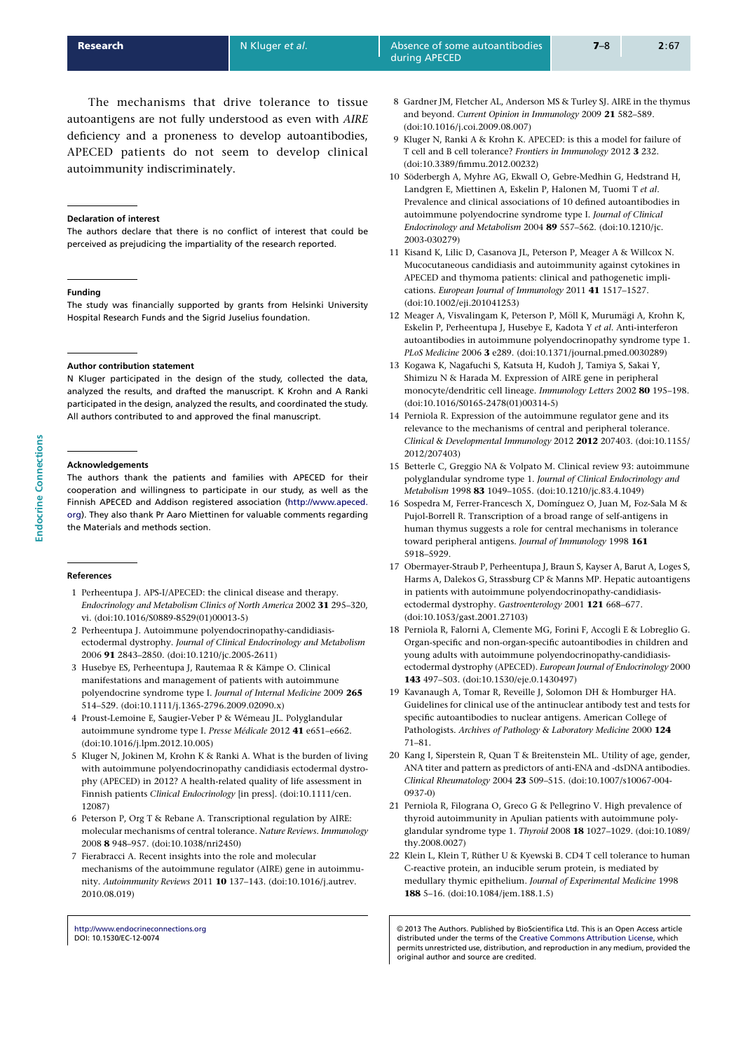The mechanisms that drive tolerance to tissue autoantigens are not fully understood as even with *AIRE* deficiency and a proneness to develop autoantibodies, APECED patients do not seem to develop clinical autoimmunity indiscriminately.

### Declaration of interest

The authors declare that there is no conflict of interest that could be perceived as prejudicing the impartiality of the research reported.

### Funding

The study was financially supported by grants from Helsinki University Hospital Research Funds and the Sigrid Juselius foundation.

### Author contribution statement

N Kluger participated in the design of the study, collected the data, analyzed the results, and drafted the manuscript. K Krohn and A Ranki participated in the design, analyzed the results, and coordinated the study. All authors contributed to and approved the final manuscript.

### Acknowledgements

The authors thank the patients and families with APECED for their cooperation and willingness to participate in our study, as well as the Finnish APECED and Addison registered association (http://www.apeced.org). They also thank Pr Aaro Miettinen for valuable comments regarding the Materials and methods section.

### References

1. Perheentupa J. APS-I/APECED: the clinical disease and therapy. *Endocrinology and Metabolism Clinics of North America* 2002 **31** 295–320, vi. (doi:10.1016/S0889-8529(01)00013-5)
2. Perheentupa J. Autoimmune polyendocrinopathy-candidiasis-ectodermal dystrophy. *Journal of Clinical Endocrinology and Metabolism* 2006 **91** 2843–2850. (doi:10.1210/jc.2005-2611)
3. Husebye ES, Perheentupa J, Rautemaa R & Kämpe O. Clinical manifestations and management of patients with autoimmune polyendocrine syndrome type I. *Journal of Internal Medicine* 2009 **265** 514–529. (doi:10.1111/j.1365-2796.2009.02090.x)
4. Proust-Lemoine E, Saugier-Veber P & Wémeau JL. Polyglandular autoimmune syndrome type I. *Presse Médicale* 2012 **41** e651–e662. (doi:10.1016/j.lpm.2012.10.005)
5. Kluger N, Jokinen M, Krohn K & Ranki A. What is the burden of living with autoimmune polyendocrinopathy candidiasis ectodermal dystrophy (APECED) in 2012? A health-related quality of life assessment in Finnish patients *Clinical Endocrinology* [in press]. (doi:10.1111/cen.12087)
6. Peterson P, Org T & Rebane A. Transcriptional regulation by AIRE: molecular mechanisms of central tolerance. *Nature Reviews. Immunology* 2008 **8** 948–957. (doi:10.1038/nri2450)
7. Fierabracci A. Recent insights into the role and molecular mechanisms of the autoimmune regulator (AIRE) gene in autoimmunity. *Autoimmunity Reviews* 2011 **10** 137–143. (doi:10.1016/j.autrev.2010.08.019)
8. Gardner JM, Fletcher AL, Anderson MS & Turley SJ. AIRE in the thymus and beyond. *Current Opinion in Immunology* 2009 **21** 582–589. (doi:10.1016/j.coi.2009.08.007)
9. Kluger N, Ranki A & Krohn K. APECED: is this a model for failure of T cell and B cell tolerance? *Frontiers in Immunology* 2012 **3** 232. (doi:10.3389/fimmu.2012.00232)
10. Söderbergh A, Myhre AG, Ekwall O, Gebre-Medhin G, Hedstrand H, Landgren E, Miettinen A, Eskelin P, Halonen M, Tuomi T *et al*. Prevalence and clinical associations of 10 defined autoantibodies in autoimmune polyendocrine syndrome type I. *Journal of Clinical Endocrinology and Metabolism* 2004 **89** 557–562. (doi:10.1210/jc.2003-030279)
11. Kisand K, Lilic D, Casanova JL, Peterson P, Meager A & Willcox N. Mucocutaneous candidiasis and autoimmunity against cytokines in APECED and thymoma patients: clinical and pathogenetic implications. *European Journal of Immunology* 2011 **41** 1517–1527. (doi:10.1002/eji.201041253)
12. Meager A, Visvalingam K, Peterson P, Möll K, Murumägi A, Krohn K, Eskelin P, Perheentupa J, Husebye E, Kadota Y *et al*. Anti-interferon autoantibodies in autoimmune polyendocrinopathy syndrome type 1. *PLoS Medicine* 2006 **3** e289. (doi:10.1371/journal.pmed.0030289)
13. Kogawa K, Nagafuchi S, Katsuta H, Kudoh J, Tamiya S, Sakai Y, Shimizu N & Harada M. Expression of AIRE gene in peripheral monocyte/dendritic cell lineage. *Immunology Letters* 2002 **80** 195–198. (doi:10.1016/S0165-2478(01)00314-5)
14. Perniola R. Expression of the autoimmune regulator gene and its relevance to the mechanisms of central and peripheral tolerance. *Clinical & Developmental Immunology* 2012 **2012** 207403. (doi:10.1155/2012/207403)
15. Betterle C, Greggio NA & Volpato M. Clinical review 93: autoimmune polyglandular syndrome type 1. *Journal of Clinical Endocrinology and Metabolism* 1998 **83** 1049–1055. (doi:10.1210/jc.83.4.1049)
16. Sospedra M, Ferrer-Francesch X, Domínguez O, Juan M, Foz-Sala M & Pujol-Borrell R. Transcription of a broad range of self-antigens in human thymus suggests a role for central mechanisms in tolerance toward peripheral antigens. *Journal of Immunology* 1998 **161** 5918–5929.
17. Obermayer-Straub P, Perheentupa J, Braun S, Kayser A, Barut A, Loges S, Harms A, Dalekos G, Strassburg CP & Manns MP. Hepatic autoantigens in patients with autoimmune polyendocrinopathy-candidiasis-ectodermal dystrophy. *Gastroenterology* 2001 **121** 668–677. (doi:10.1053/gast.2001.27103)
18. Perniola R, Falorni A, Clemente MG, Forini F, Accogli E & Lobreglio G. Organ-specific and non-organ-specific autoantibodies in children and young adults with autoimmune polyendocrinopathy-candidiasis-ectodermal dystrophy (APECED). *European Journal of Endocrinology* 2000 **143** 497–503. (doi:10.1530/eje.0.1430497)
19. Kavanaugh A, Tomar R, Reveille J, Solomon DH & Homburger HA. Guidelines for clinical use of the antinuclear antibody test and tests for specific autoantibodies to nuclear antigens. American College of Pathologists. *Archives of Pathology & Laboratory Medicine* 2000 **124** 71–81.
20. Kang I, Siperstein R, Quan T & Breitenstein ML. Utility of age, gender, ANA titer and pattern as predictors of anti-ENA and -dsDNA antibodies. *Clinical Rheumatology* 2004 **23** 509–515. (doi:10.1007/s10067-004-0937-0)
21. Perniola R, Filograna O, Greco G & Pellegrino V. High prevalence of thyroid autoimmunity in Apulian patients with autoimmune polyglandular syndrome type 1. *Thyroid* 2008 **18** 1027–1029. (doi:10.1089/thy.2008.0027)
22. Klein L, Klein T, Rüther U & Kyewski B. CD4 T cell tolerance to human C-reactive protein, an inducible serum protein, is mediated by medullary thymic epithelium. *Journal of Experimental Medicine* 1998 **188** 5–16. (doi:10.1084/jem.188.1.5)

© 2013 The Authors. Published by BioScientifica Ltd. This is an Open Access article distributed under the terms of the Creative Commons Attribution License, which permits unrestricted use, distribution, and reproduction in any medium, provided the original author and source are credited.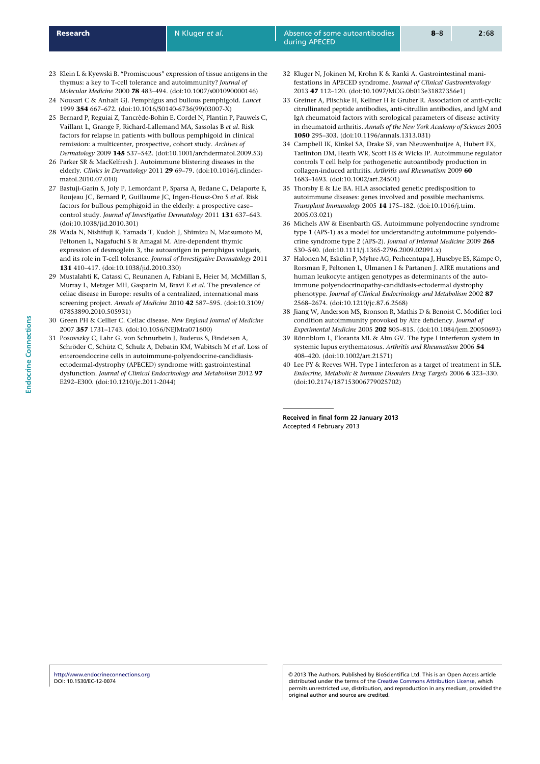23 Klein L & Kyewski B. "Promiscuous" expression of tissue antigens in the thymus: a key to T-cell tolerance and autoimmunity? *Journal of Molecular Medicine* 2000 **78** 483–494. (doi:10.1007/s001090000146)

24 Nousari C & Anhalt GJ. Pemphigus and bullous pemphigoid. *Lancet* 1999 **354** 667–672. (doi:10.1016/S0140-6736(99)03007-X)

25 Bernard P, Reguiai Z, Tancrède-Bohin E, Cordel N, Plantin P, Pauwels C, Vaillant L, Grange F, Richard-Lallemand MA, Sassolas B *et al*. Risk factors for relapse in patients with bullous pemphigoid in clinical remission: a multicenter, prospective, cohort study. *Archives of Dermatology* 2009 **145** 537–542. (doi:10.1001/archdermatol.2009.53)

26 Parker SR & MacKelfresh J. Autoimmune blistering diseases in the elderly. *Clinics in Dermatology* 2011 **29** 69–79. (doi:10.1016/j.clindermatol.2010.07.010)

27 Bastuji-Garin S, Joly P, Lemordant P, Sparsa A, Bedane C, Delaporte E, Roujeau JC, Bernard P, Guillaume JC, Ingen-Housz-Oro S *et al*. Risk factors for bullous pemphigoid in the elderly: a prospective case–control study. *Journal of Investigative Dermatology* 2011 **131** 637–643. (doi:10.1038/jid.2010.301)

28 Wada N, Nishifuji K, Yamada T, Kudoh J, Shimizu N, Matsumoto M, Peltonen L, Nagafuchi S & Amagai M. Aire-dependent thymic expression of desmoglein 3, the autoantigen in pemphigus vulgaris, and its role in T-cell tolerance. *Journal of Investigative Dermatology* 2011 **131** 410–417. (doi:10.1038/jid.2010.330)

29 Mustalahti K, Catassi C, Reunanen A, Fabiani E, Heier M, McMillan S, Murray L, Metzger MH, Gasparin M, Bravi E *et al*. The prevalence of celiac disease in Europe: results of a centralized, international mass screening project. *Annals of Medicine* 2010 **42** 587–595. (doi:10.3109/07853890.2010.505931)

30 Green PH & Cellier C. Celiac disease. *New England Journal of Medicine* 2007 **357** 1731–1743. (doi:10.1056/NEJMra071600)

31 Posovszky C, Lahr G, von Schnurbein J, Buderus S, Findeisen A, Schröder C, Schütz C, Schulz A, Debatin KM, Wabitsch M *et al*. Loss of enteroendocrine cells in autoimmune-polyendocrine-candidiasis-ectodermal-dystrophy (APECED) syndrome with gastrointestinal dysfunction. *Journal of Clinical Endocrinology and Metabolism* 2012 **97** E292–E300. (doi:10.1210/jc.2011-2044)

32 Kluger N, Jokinen M, Krohn K & Ranki A. Gastrointestinal manifestations in APECED syndrome. *Journal of Clinical Gastroenterology* 2013 **47** 112–120. (doi:10.1097/MCG.0b013e31827356e1)

33 Greiner A, Plischke H, Kellner H & Gruber R. Association of anti-cyclic citrullinated peptide antibodies, anti-citrullin antibodies, and IgM and IgA rheumatoid factors with serological parameters of disease activity in rheumatoid arthritis. *Annals of the New York Academy of Sciences* 2005 **1050** 295–303. (doi:10.1196/annals.1313.031)

34 Campbell IK, Kinkel SA, Drake SF, van Nieuwenhuijze A, Hubert FX, Tarlinton DM, Heath WR, Scott HS & Wicks IP. Autoimmune regulator controls T cell help for pathogenetic autoantibody production in collagen-induced arthritis. *Arthritis and Rheumatism* 2009 **60** 1683–1693. (doi:10.1002/art.24501)

35 Thorsby E & Lie BA. HLA associated genetic predisposition to autoimmune diseases: genes involved and possible mechanisms. *Transplant Immunology* 2005 **14** 175–182. (doi:10.1016/j.trim.2005.03.021)

36 Michels AW & Eisenbarth GS. Autoimmune polyendocrine syndrome type 1 (APS-1) as a model for understanding autoimmune polyendocrine syndrome type 2 (APS-2). *Journal of Internal Medicine* 2009 **265** 530–540. (doi:10.1111/j.1365-2796.2009.02091.x)

37 Halonen M, Eskelin P, Myhre AG, Perheentupa J, Husebye ES, Kämpe O, Rorsman F, Peltonen L, Ulmanen I & Partanen J. AIRE mutations and human leukocyte antigen genotypes as determinants of the autoimmune polyendocrinopathy-candidiasis-ectodermal dystrophy phenotype. *Journal of Clinical Endocrinology and Metabolism* 2002 **87** 2568–2674. (doi:10.1210/jc.87.6.2568)

38 Jiang W, Anderson MS, Bronson R, Mathis D & Benoist C. Modifier loci condition autoimmunity provoked by Aire deficiency. *Journal of Experimental Medicine* 2005 **202** 805–815. (doi:10.1084/jem.20050693)

39 Rönnblom L, Eloranta ML & Alm GV. The type I interferon system in systemic lupus erythematosus. *Arthritis and Rheumatism* 2006 **54** 408–420. (doi:10.1002/art.21571)

40 Lee PY & Reeves WH. Type I interferon as a target of treatment in SLE. *Endocrine, Metabolic & Immune Disorders Drug Targets* 2006 **6** 323–330. (doi:10.2174/187153006779025702)

**Received in final form 22 January 2013**
Accepted 4 February 2013